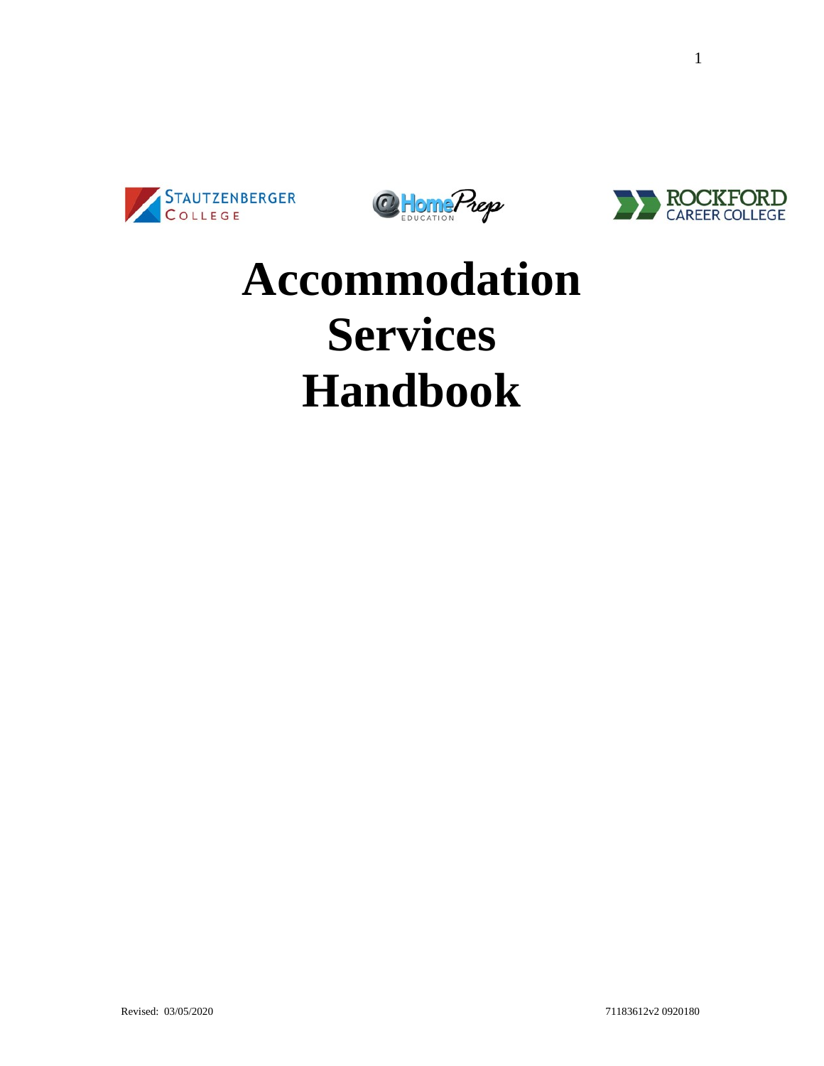STAUTZENBERGER COLLEGE

@HomePrep EDUCATION

ROCKFORD CAREER COLLEGE

# Accommodation Services Handbook

Revised: 03/05/2020

71183612v2 0920180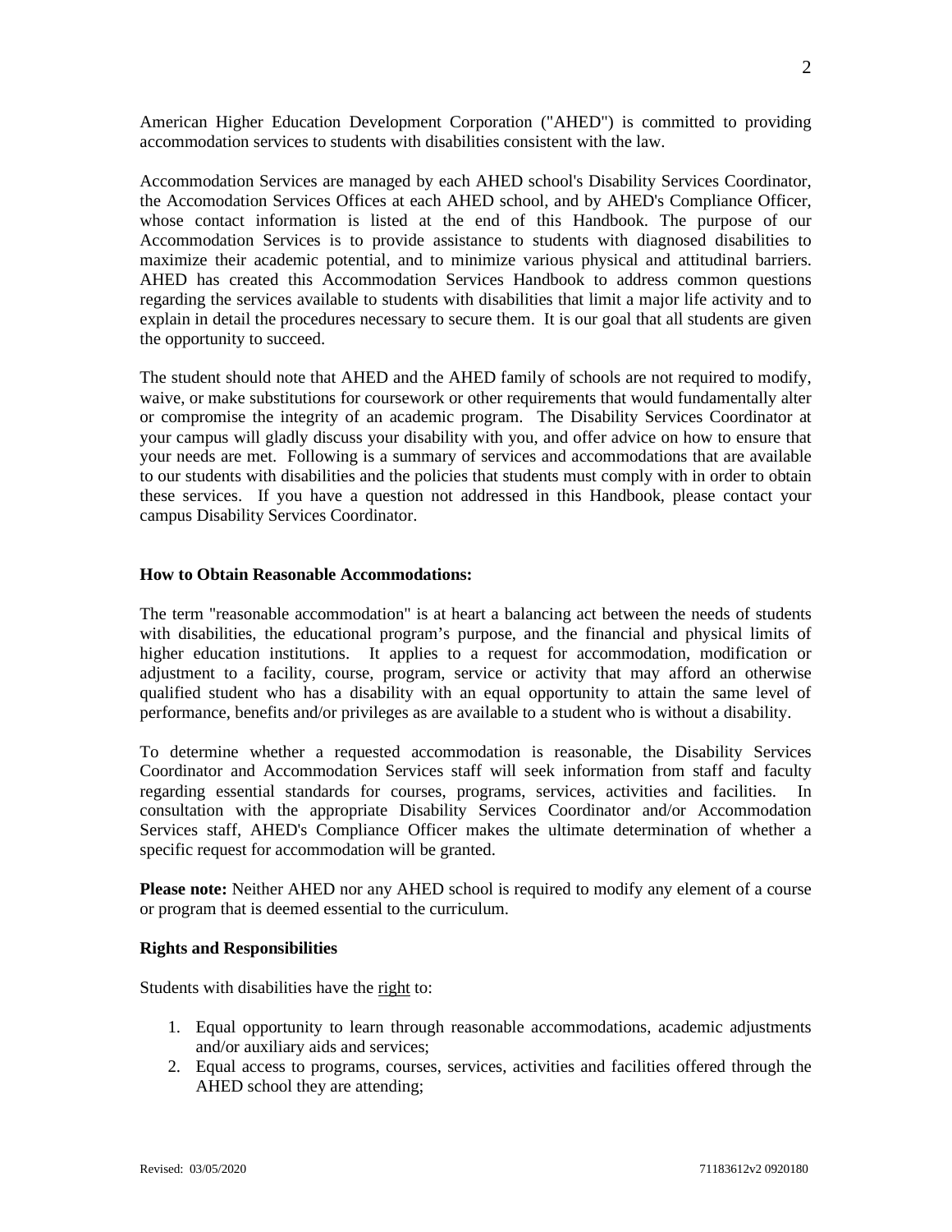American Higher Education Development Corporation ("AHED") is committed to providing accommodation services to students with disabilities consistent with the law.

Accommodation Services are managed by each AHED school's Disability Services Coordinator, the Accomodation Services Offices at each AHED school, and by AHED's Compliance Officer, whose contact information is listed at the end of this Handbook. The purpose of our Accommodation Services is to provide assistance to students with diagnosed disabilities to maximize their academic potential, and to minimize various physical and attitudinal barriers. AHED has created this Accommodation Services Handbook to address common questions regarding the services available to students with disabilities that limit a major life activity and to explain in detail the procedures necessary to secure them. It is our goal that all students are given the opportunity to succeed.

The student should note that AHED and the AHED family of schools are not required to modify, waive, or make substitutions for coursework or other requirements that would fundamentally alter or compromise the integrity of an academic program. The Disability Services Coordinator at your campus will gladly discuss your disability with you, and offer advice on how to ensure that your needs are met. Following is a summary of services and accommodations that are available to our students with disabilities and the policies that students must comply with in order to obtain these services. If you have a question not addressed in this Handbook, please contact your campus Disability Services Coordinator.

**How to Obtain Reasonable Accommodations:**

The term "reasonable accommodation" is at heart a balancing act between the needs of students with disabilities, the educational program's purpose, and the financial and physical limits of higher education institutions. It applies to a request for accommodation, modification or adjustment to a facility, course, program, service or activity that may afford an otherwise qualified student who has a disability with an equal opportunity to attain the same level of performance, benefits and/or privileges as are available to a student who is without a disability.

To determine whether a requested accommodation is reasonable, the Disability Services Coordinator and Accommodation Services staff will seek information from staff and faculty regarding essential standards for courses, programs, services, activities and facilities. In consultation with the appropriate Disability Services Coordinator and/or Accommodation Services staff, AHED's Compliance Officer makes the ultimate determination of whether a specific request for accommodation will be granted.

**Please note:** Neither AHED nor any AHED school is required to modify any element of a course or program that is deemed essential to the curriculum.

**Rights and Responsibilities**

Students with disabilities have the <u>right</u> to:

1. Equal opportunity to learn through reasonable accommodations, academic adjustments and/or auxiliary aids and services;
2. Equal access to programs, courses, services, activities and facilities offered through the AHED school they are attending;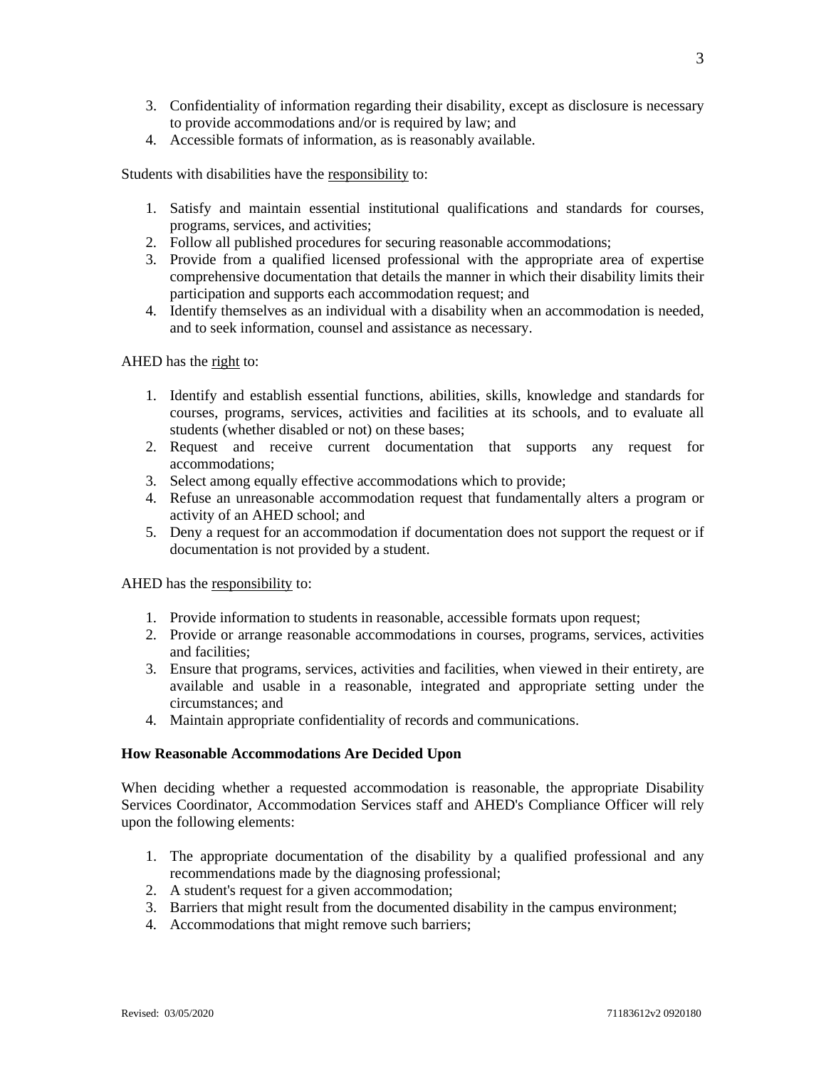3. Confidentiality of information regarding their disability, except as disclosure is necessary to provide accommodations and/or is required by law; and
4. Accessible formats of information, as is reasonably available.

Students with disabilities have the <u>responsibility</u> to:

1. Satisfy and maintain essential institutional qualifications and standards for courses, programs, services, and activities;
2. Follow all published procedures for securing reasonable accommodations;
3. Provide from a qualified licensed professional with the appropriate area of expertise comprehensive documentation that details the manner in which their disability limits their participation and supports each accommodation request; and
4. Identify themselves as an individual with a disability when an accommodation is needed, and to seek information, counsel and assistance as necessary.

AHED has the <u>right</u> to:

1. Identify and establish essential functions, abilities, skills, knowledge and standards for courses, programs, services, activities and facilities at its schools, and to evaluate all students (whether disabled or not) on these bases;
2. Request and receive current documentation that supports any request for accommodations;
3. Select among equally effective accommodations which to provide;
4. Refuse an unreasonable accommodation request that fundamentally alters a program or activity of an AHED school; and
5. Deny a request for an accommodation if documentation does not support the request or if documentation is not provided by a student.

AHED has the <u>responsibility</u> to:

1. Provide information to students in reasonable, accessible formats upon request;
2. Provide or arrange reasonable accommodations in courses, programs, services, activities and facilities;
3. Ensure that programs, services, activities and facilities, when viewed in their entirety, are available and usable in a reasonable, integrated and appropriate setting under the circumstances; and
4. Maintain appropriate confidentiality of records and communications.

**How Reasonable Accommodations Are Decided Upon**

When deciding whether a requested accommodation is reasonable, the appropriate Disability Services Coordinator, Accommodation Services staff and AHED's Compliance Officer will rely upon the following elements:

1. The appropriate documentation of the disability by a qualified professional and any recommendations made by the diagnosing professional;
2. A student's request for a given accommodation;
3. Barriers that might result from the documented disability in the campus environment;
4. Accommodations that might remove such barriers;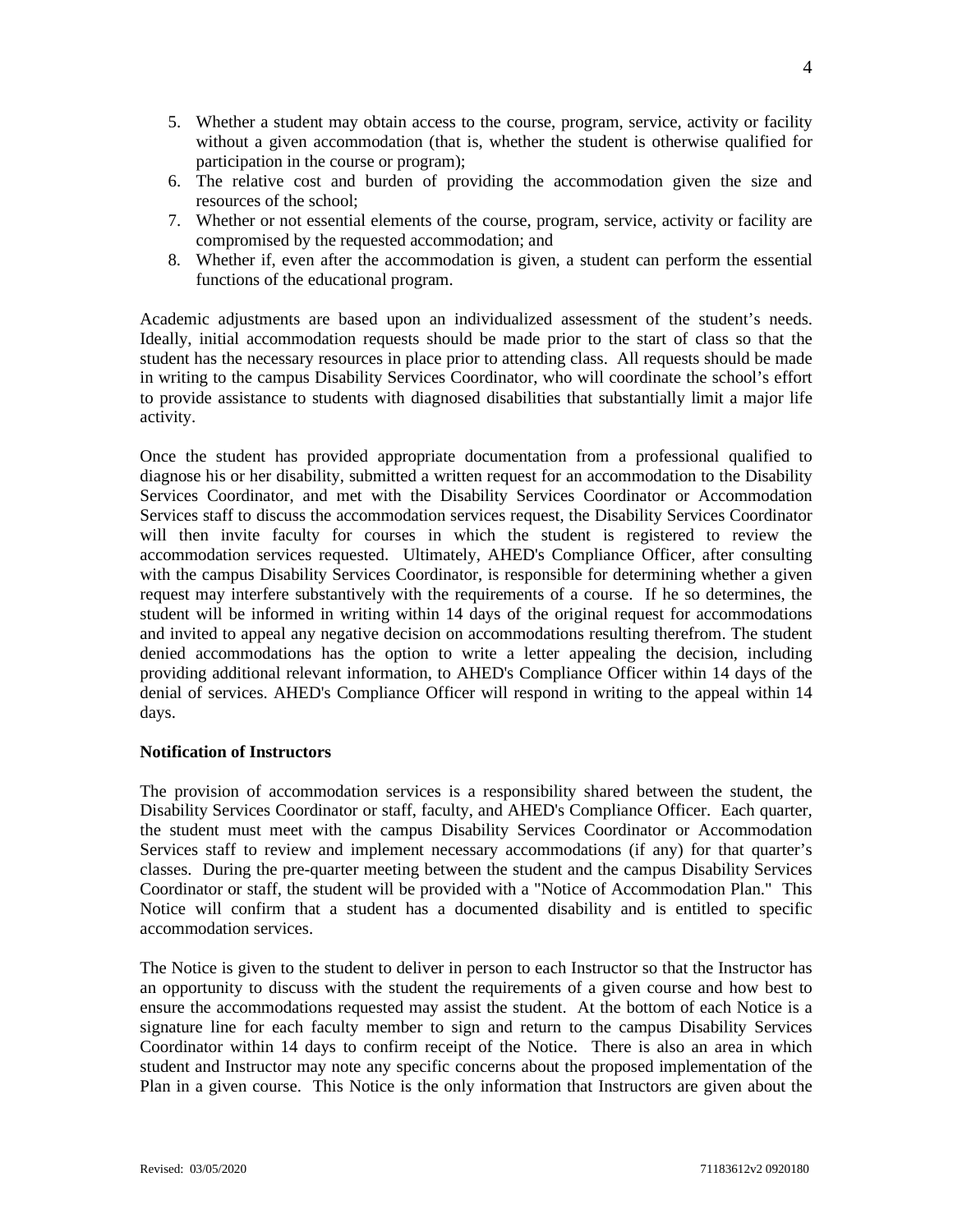5. Whether a student may obtain access to the course, program, service, activity or facility without a given accommodation (that is, whether the student is otherwise qualified for participation in the course or program);
6. The relative cost and burden of providing the accommodation given the size and resources of the school;
7. Whether or not essential elements of the course, program, service, activity or facility are compromised by the requested accommodation; and
8. Whether if, even after the accommodation is given, a student can perform the essential functions of the educational program.

Academic adjustments are based upon an individualized assessment of the student's needs. Ideally, initial accommodation requests should be made prior to the start of class so that the student has the necessary resources in place prior to attending class. All requests should be made in writing to the campus Disability Services Coordinator, who will coordinate the school's effort to provide assistance to students with diagnosed disabilities that substantially limit a major life activity.

Once the student has provided appropriate documentation from a professional qualified to diagnose his or her disability, submitted a written request for an accommodation to the Disability Services Coordinator, and met with the Disability Services Coordinator or Accommodation Services staff to discuss the accommodation services request, the Disability Services Coordinator will then invite faculty for courses in which the student is registered to review the accommodation services requested. Ultimately, AHED's Compliance Officer, after consulting with the campus Disability Services Coordinator, is responsible for determining whether a given request may interfere substantively with the requirements of a course. If he so determines, the student will be informed in writing within 14 days of the original request for accommodations and invited to appeal any negative decision on accommodations resulting therefrom. The student denied accommodations has the option to write a letter appealing the decision, including providing additional relevant information, to AHED's Compliance Officer within 14 days of the denial of services. AHED's Compliance Officer will respond in writing to the appeal within 14 days.

**Notification of Instructors**

The provision of accommodation services is a responsibility shared between the student, the Disability Services Coordinator or staff, faculty, and AHED's Compliance Officer. Each quarter, the student must meet with the campus Disability Services Coordinator or Accommodation Services staff to review and implement necessary accommodations (if any) for that quarter's classes. During the pre-quarter meeting between the student and the campus Disability Services Coordinator or staff, the student will be provided with a "Notice of Accommodation Plan." This Notice will confirm that a student has a documented disability and is entitled to specific accommodation services.

The Notice is given to the student to deliver in person to each Instructor so that the Instructor has an opportunity to discuss with the student the requirements of a given course and how best to ensure the accommodations requested may assist the student. At the bottom of each Notice is a signature line for each faculty member to sign and return to the campus Disability Services Coordinator within 14 days to confirm receipt of the Notice. There is also an area in which student and Instructor may note any specific concerns about the proposed implementation of the Plan in a given course. This Notice is the only information that Instructors are given about the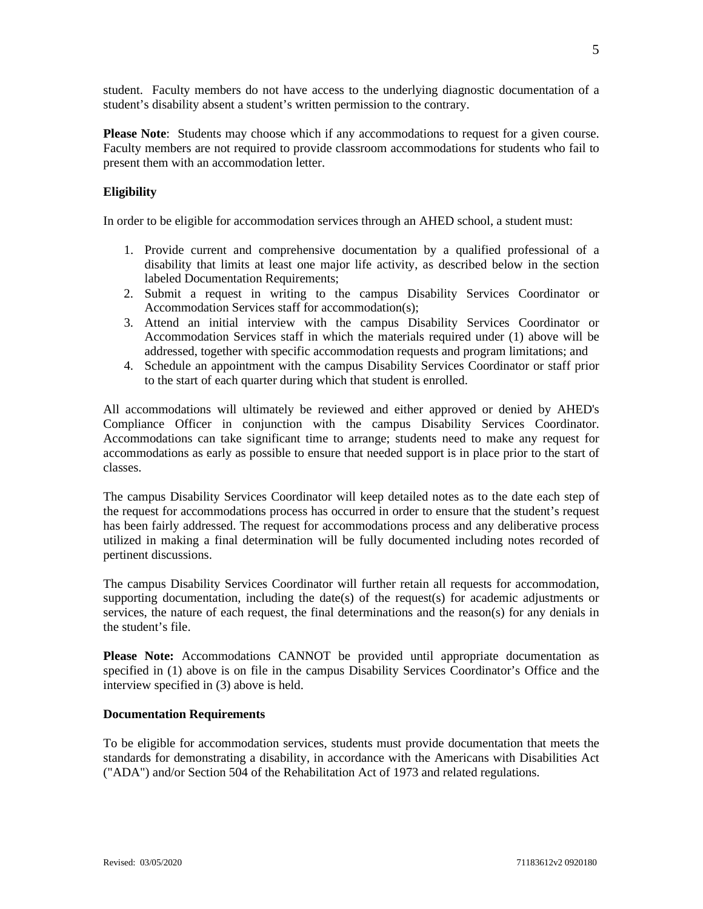student. Faculty members do not have access to the underlying diagnostic documentation of a student's disability absent a student's written permission to the contrary.

**Please Note**: Students may choose which if any accommodations to request for a given course. Faculty members are not required to provide classroom accommodations for students who fail to present them with an accommodation letter.

**Eligibility**

In order to be eligible for accommodation services through an AHED school, a student must:

1. Provide current and comprehensive documentation by a qualified professional of a disability that limits at least one major life activity, as described below in the section labeled Documentation Requirements;
2. Submit a request in writing to the campus Disability Services Coordinator or Accommodation Services staff for accommodation(s);
3. Attend an initial interview with the campus Disability Services Coordinator or Accommodation Services staff in which the materials required under (1) above will be addressed, together with specific accommodation requests and program limitations; and
4. Schedule an appointment with the campus Disability Services Coordinator or staff prior to the start of each quarter during which that student is enrolled.

All accommodations will ultimately be reviewed and either approved or denied by AHED's Compliance Officer in conjunction with the campus Disability Services Coordinator. Accommodations can take significant time to arrange; students need to make any request for accommodations as early as possible to ensure that needed support is in place prior to the start of classes.

The campus Disability Services Coordinator will keep detailed notes as to the date each step of the request for accommodations process has occurred in order to ensure that the student's request has been fairly addressed. The request for accommodations process and any deliberative process utilized in making a final determination will be fully documented including notes recorded of pertinent discussions.

The campus Disability Services Coordinator will further retain all requests for accommodation, supporting documentation, including the date(s) of the request(s) for academic adjustments or services, the nature of each request, the final determinations and the reason(s) for any denials in the student's file.

**Please Note:** Accommodations CANNOT be provided until appropriate documentation as specified in (1) above is on file in the campus Disability Services Coordinator's Office and the interview specified in (3) above is held.

**Documentation Requirements**

To be eligible for accommodation services, students must provide documentation that meets the standards for demonstrating a disability, in accordance with the Americans with Disabilities Act ("ADA") and/or Section 504 of the Rehabilitation Act of 1973 and related regulations.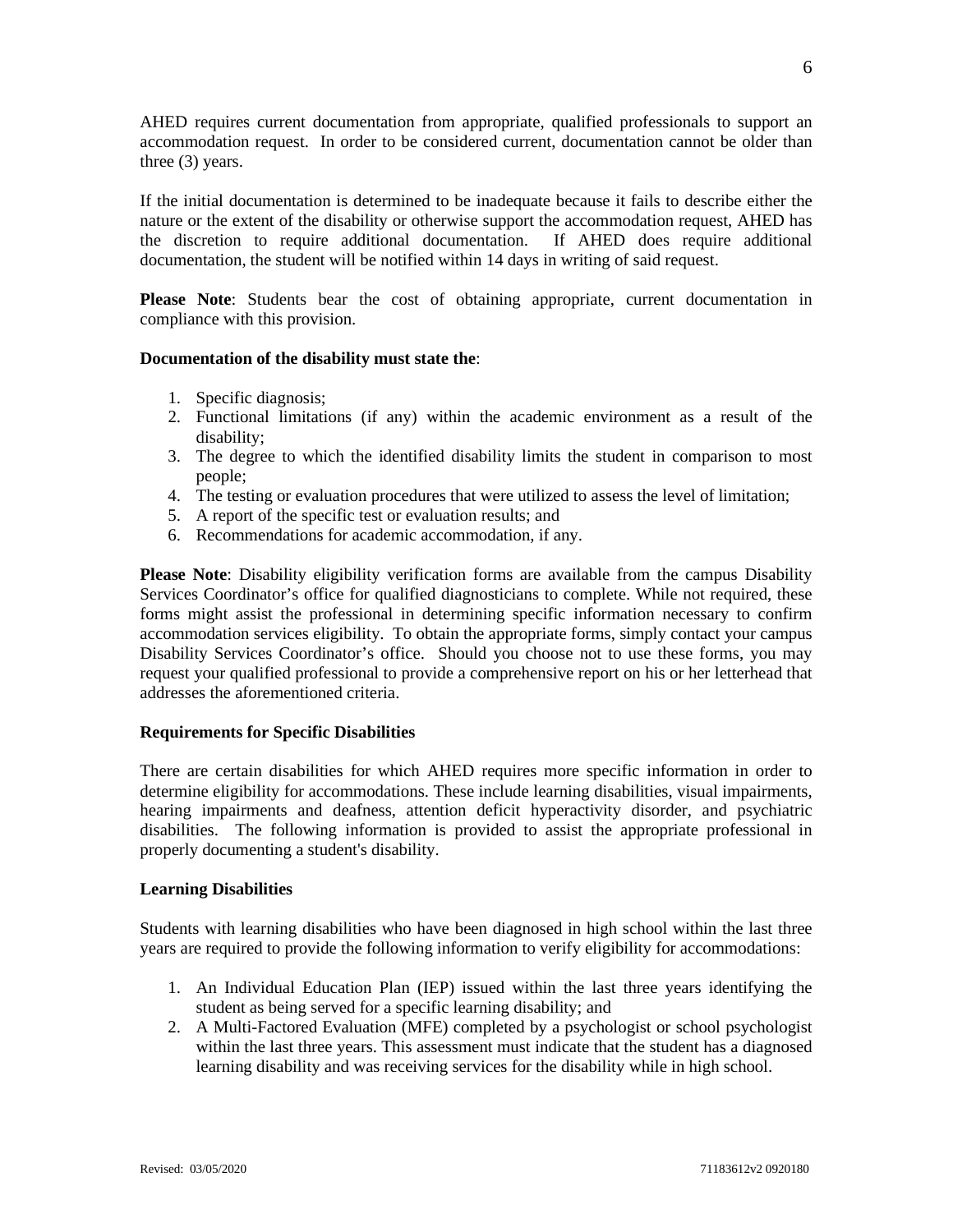AHED requires current documentation from appropriate, qualified professionals to support an accommodation request. In order to be considered current, documentation cannot be older than three (3) years.

If the initial documentation is determined to be inadequate because it fails to describe either the nature or the extent of the disability or otherwise support the accommodation request, AHED has the discretion to require additional documentation. If AHED does require additional documentation, the student will be notified within 14 days in writing of said request.

**Please Note**: Students bear the cost of obtaining appropriate, current documentation in compliance with this provision.

**Documentation of the disability must state the**:

1. Specific diagnosis;
2. Functional limitations (if any) within the academic environment as a result of the disability;
3. The degree to which the identified disability limits the student in comparison to most people;
4. The testing or evaluation procedures that were utilized to assess the level of limitation;
5. A report of the specific test or evaluation results; and
6. Recommendations for academic accommodation, if any.

**Please Note**: Disability eligibility verification forms are available from the campus Disability Services Coordinator's office for qualified diagnosticians to complete. While not required, these forms might assist the professional in determining specific information necessary to confirm accommodation services eligibility. To obtain the appropriate forms, simply contact your campus Disability Services Coordinator's office. Should you choose not to use these forms, you may request your qualified professional to provide a comprehensive report on his or her letterhead that addresses the aforementioned criteria.

**Requirements for Specific Disabilities**

There are certain disabilities for which AHED requires more specific information in order to determine eligibility for accommodations. These include learning disabilities, visual impairments, hearing impairments and deafness, attention deficit hyperactivity disorder, and psychiatric disabilities. The following information is provided to assist the appropriate professional in properly documenting a student's disability.

**Learning Disabilities**

Students with learning disabilities who have been diagnosed in high school within the last three years are required to provide the following information to verify eligibility for accommodations:

1. An Individual Education Plan (IEP) issued within the last three years identifying the student as being served for a specific learning disability; and
2. A Multi-Factored Evaluation (MFE) completed by a psychologist or school psychologist within the last three years. This assessment must indicate that the student has a diagnosed learning disability and was receiving services for the disability while in high school.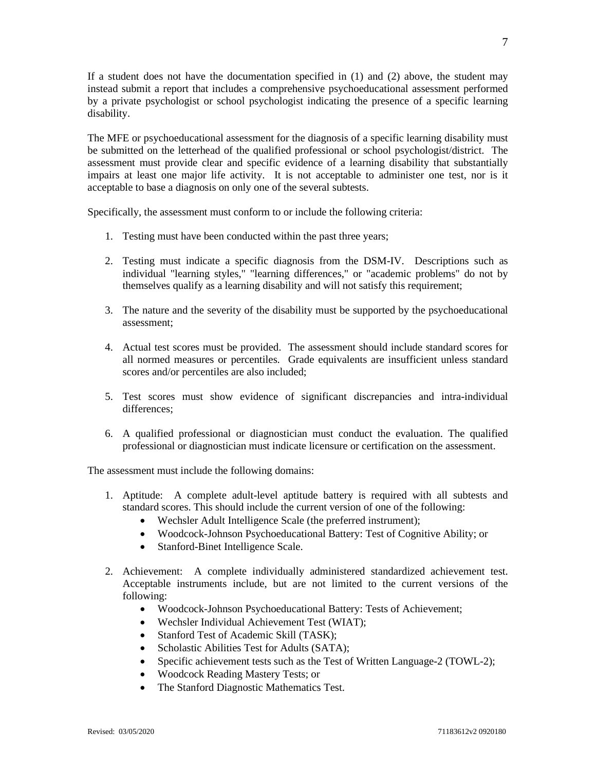If a student does not have the documentation specified in (1) and (2) above, the student may instead submit a report that includes a comprehensive psychoeducational assessment performed by a private psychologist or school psychologist indicating the presence of a specific learning disability.

The MFE or psychoeducational assessment for the diagnosis of a specific learning disability must be submitted on the letterhead of the qualified professional or school psychologist/district. The assessment must provide clear and specific evidence of a learning disability that substantially impairs at least one major life activity. It is not acceptable to administer one test, nor is it acceptable to base a diagnosis on only one of the several subtests.

Specifically, the assessment must conform to or include the following criteria:

1. Testing must have been conducted within the past three years;

2. Testing must indicate a specific diagnosis from the DSM-IV. Descriptions such as individual "learning styles," "learning differences," or "academic problems" do not by themselves qualify as a learning disability and will not satisfy this requirement;

3. The nature and the severity of the disability must be supported by the psychoeducational assessment;

4. Actual test scores must be provided. The assessment should include standard scores for all normed measures or percentiles. Grade equivalents are insufficient unless standard scores and/or percentiles are also included;

5. Test scores must show evidence of significant discrepancies and intra-individual differences;

6. A qualified professional or diagnostician must conduct the evaluation. The qualified professional or diagnostician must indicate licensure or certification on the assessment.

The assessment must include the following domains:

1. Aptitude: A complete adult-level aptitude battery is required with all subtests and standard scores. This should include the current version of one of the following:
   - Wechsler Adult Intelligence Scale (the preferred instrument);
   - Woodcock-Johnson Psychoeducational Battery: Test of Cognitive Ability; or
   - Stanford-Binet Intelligence Scale.

2. Achievement: A complete individually administered standardized achievement test. Acceptable instruments include, but are not limited to the current versions of the following:
   - Woodcock-Johnson Psychoeducational Battery: Tests of Achievement;
   - Wechsler Individual Achievement Test (WIAT);
   - Stanford Test of Academic Skill (TASK);
   - Scholastic Abilities Test for Adults (SATA);
   - Specific achievement tests such as the Test of Written Language-2 (TOWL-2);
   - Woodcock Reading Mastery Tests; or
   - The Stanford Diagnostic Mathematics Test.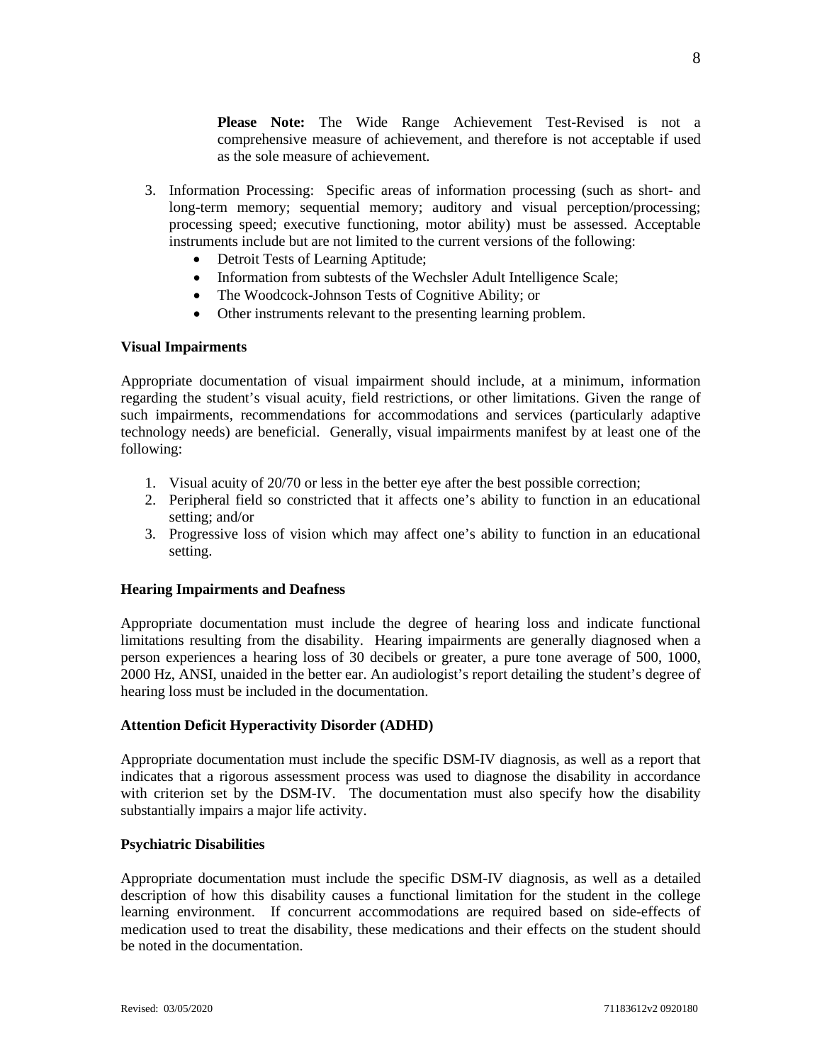**Please Note:** The Wide Range Achievement Test-Revised is not a comprehensive measure of achievement, and therefore is not acceptable if used as the sole measure of achievement.

3. Information Processing: Specific areas of information processing (such as short- and long-term memory; sequential memory; auditory and visual perception/processing; processing speed; executive functioning, motor ability) must be assessed. Acceptable instruments include but are not limited to the current versions of the following:
   - Detroit Tests of Learning Aptitude;
   - Information from subtests of the Wechsler Adult Intelligence Scale;
   - The Woodcock-Johnson Tests of Cognitive Ability; or
   - Other instruments relevant to the presenting learning problem.

**Visual Impairments**

Appropriate documentation of visual impairment should include, at a minimum, information regarding the student's visual acuity, field restrictions, or other limitations. Given the range of such impairments, recommendations for accommodations and services (particularly adaptive technology needs) are beneficial. Generally, visual impairments manifest by at least one of the following:

1. Visual acuity of 20/70 or less in the better eye after the best possible correction;
2. Peripheral field so constricted that it affects one's ability to function in an educational setting; and/or
3. Progressive loss of vision which may affect one's ability to function in an educational setting.

**Hearing Impairments and Deafness**

Appropriate documentation must include the degree of hearing loss and indicate functional limitations resulting from the disability. Hearing impairments are generally diagnosed when a person experiences a hearing loss of 30 decibels or greater, a pure tone average of 500, 1000, 2000 Hz, ANSI, unaided in the better ear. An audiologist's report detailing the student's degree of hearing loss must be included in the documentation.

**Attention Deficit Hyperactivity Disorder (ADHD)**

Appropriate documentation must include the specific DSM-IV diagnosis, as well as a report that indicates that a rigorous assessment process was used to diagnose the disability in accordance with criterion set by the DSM-IV. The documentation must also specify how the disability substantially impairs a major life activity.

**Psychiatric Disabilities**

Appropriate documentation must include the specific DSM-IV diagnosis, as well as a detailed description of how this disability causes a functional limitation for the student in the college learning environment. If concurrent accommodations are required based on side-effects of medication used to treat the disability, these medications and their effects on the student should be noted in the documentation.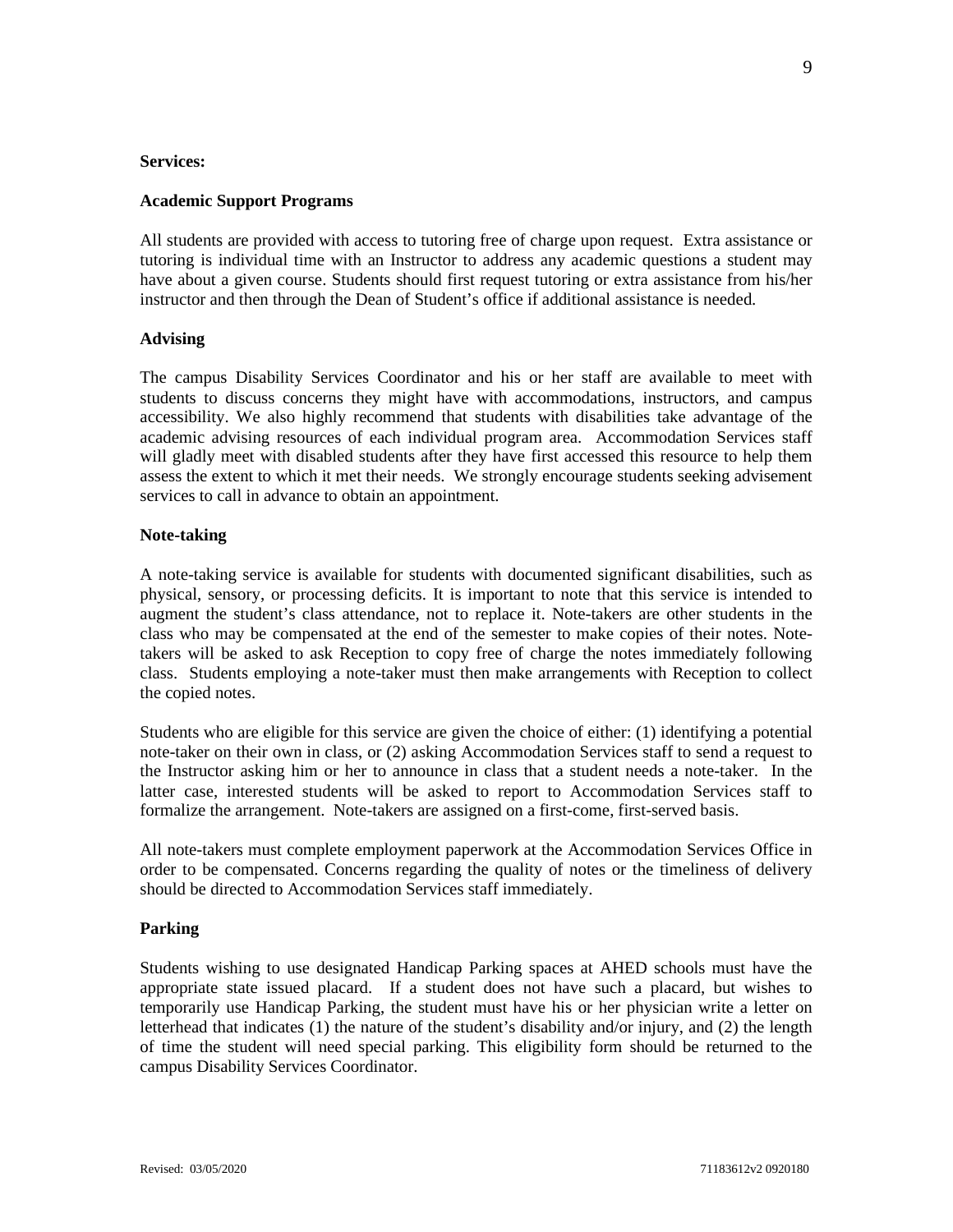**Services:**

**Academic Support Programs**

All students are provided with access to tutoring free of charge upon request. Extra assistance or tutoring is individual time with an Instructor to address any academic questions a student may have about a given course. Students should first request tutoring or extra assistance from his/her instructor and then through the Dean of Student's office if additional assistance is needed.

**Advising**

The campus Disability Services Coordinator and his or her staff are available to meet with students to discuss concerns they might have with accommodations, instructors, and campus accessibility. We also highly recommend that students with disabilities take advantage of the academic advising resources of each individual program area. Accommodation Services staff will gladly meet with disabled students after they have first accessed this resource to help them assess the extent to which it met their needs. We strongly encourage students seeking advisement services to call in advance to obtain an appointment.

**Note-taking**

A note-taking service is available for students with documented significant disabilities, such as physical, sensory, or processing deficits. It is important to note that this service is intended to augment the student's class attendance, not to replace it. Note-takers are other students in the class who may be compensated at the end of the semester to make copies of their notes. Note-takers will be asked to ask Reception to copy free of charge the notes immediately following class. Students employing a note-taker must then make arrangements with Reception to collect the copied notes.

Students who are eligible for this service are given the choice of either: (1) identifying a potential note-taker on their own in class, or (2) asking Accommodation Services staff to send a request to the Instructor asking him or her to announce in class that a student needs a note-taker. In the latter case, interested students will be asked to report to Accommodation Services staff to formalize the arrangement. Note-takers are assigned on a first-come, first-served basis.

All note-takers must complete employment paperwork at the Accommodation Services Office in order to be compensated. Concerns regarding the quality of notes or the timeliness of delivery should be directed to Accommodation Services staff immediately.

**Parking**

Students wishing to use designated Handicap Parking spaces at AHED schools must have the appropriate state issued placard. If a student does not have such a placard, but wishes to temporarily use Handicap Parking, the student must have his or her physician write a letter on letterhead that indicates (1) the nature of the student's disability and/or injury, and (2) the length of time the student will need special parking. This eligibility form should be returned to the campus Disability Services Coordinator.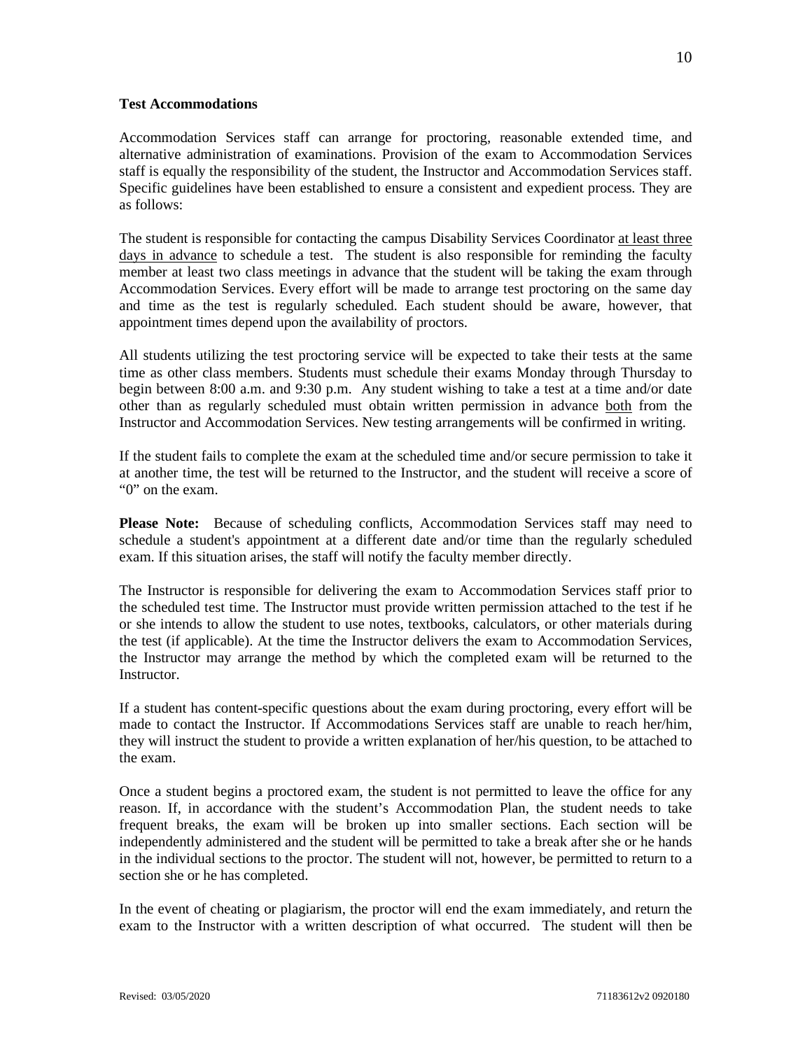**Test Accommodations**

Accommodation Services staff can arrange for proctoring, reasonable extended time, and alternative administration of examinations. Provision of the exam to Accommodation Services staff is equally the responsibility of the student, the Instructor and Accommodation Services staff. Specific guidelines have been established to ensure a consistent and expedient process. They are as follows:

The student is responsible for contacting the campus Disability Services Coordinator <u>at least three days in advance</u> to schedule a test. The student is also responsible for reminding the faculty member at least two class meetings in advance that the student will be taking the exam through Accommodation Services. Every effort will be made to arrange test proctoring on the same day and time as the test is regularly scheduled. Each student should be aware, however, that appointment times depend upon the availability of proctors.

All students utilizing the test proctoring service will be expected to take their tests at the same time as other class members. Students must schedule their exams Monday through Thursday to begin between 8:00 a.m. and 9:30 p.m. Any student wishing to take a test at a time and/or date other than as regularly scheduled must obtain written permission in advance <u>both</u> from the Instructor and Accommodation Services. New testing arrangements will be confirmed in writing.

If the student fails to complete the exam at the scheduled time and/or secure permission to take it at another time, the test will be returned to the Instructor, and the student will receive a score of "0" on the exam.

**Please Note:** Because of scheduling conflicts, Accommodation Services staff may need to schedule a student's appointment at a different date and/or time than the regularly scheduled exam. If this situation arises, the staff will notify the faculty member directly.

The Instructor is responsible for delivering the exam to Accommodation Services staff prior to the scheduled test time. The Instructor must provide written permission attached to the test if he or she intends to allow the student to use notes, textbooks, calculators, or other materials during the test (if applicable). At the time the Instructor delivers the exam to Accommodation Services, the Instructor may arrange the method by which the completed exam will be returned to the Instructor.

If a student has content-specific questions about the exam during proctoring, every effort will be made to contact the Instructor. If Accommodations Services staff are unable to reach her/him, they will instruct the student to provide a written explanation of her/his question, to be attached to the exam.

Once a student begins a proctored exam, the student is not permitted to leave the office for any reason. If, in accordance with the student's Accommodation Plan, the student needs to take frequent breaks, the exam will be broken up into smaller sections. Each section will be independently administered and the student will be permitted to take a break after she or he hands in the individual sections to the proctor. The student will not, however, be permitted to return to a section she or he has completed.

In the event of cheating or plagiarism, the proctor will end the exam immediately, and return the exam to the Instructor with a written description of what occurred. The student will then be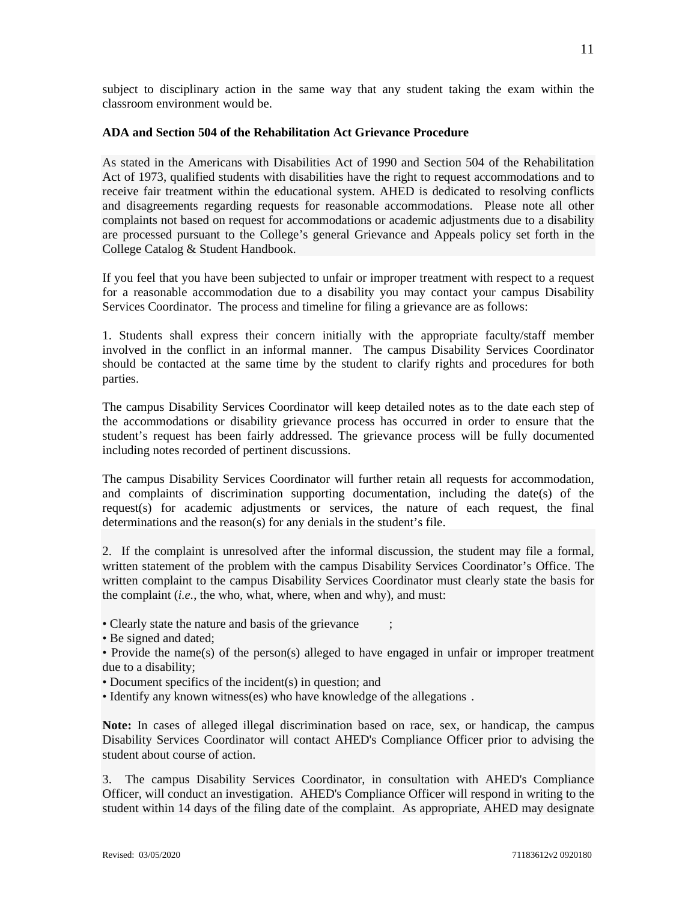subject to disciplinary action in the same way that any student taking the exam within the classroom environment would be.

**ADA and Section 504 of the Rehabilitation Act Grievance Procedure**

As stated in the Americans with Disabilities Act of 1990 and Section 504 of the Rehabilitation Act of 1973, qualified students with disabilities have the right to request accommodations and to receive fair treatment within the educational system. AHED is dedicated to resolving conflicts and disagreements regarding requests for reasonable accommodations. Please note all other complaints not based on request for accommodations or academic adjustments due to a disability are processed pursuant to the College's general Grievance and Appeals policy set forth in the College Catalog & Student Handbook.

If you feel that you have been subjected to unfair or improper treatment with respect to a request for a reasonable accommodation due to a disability you may contact your campus Disability Services Coordinator. The process and timeline for filing a grievance are as follows:

1. Students shall express their concern initially with the appropriate faculty/staff member involved in the conflict in an informal manner. The campus Disability Services Coordinator should be contacted at the same time by the student to clarify rights and procedures for both parties.

The campus Disability Services Coordinator will keep detailed notes as to the date each step of the accommodations or disability grievance process has occurred in order to ensure that the student's request has been fairly addressed. The grievance process will be fully documented including notes recorded of pertinent discussions.

The campus Disability Services Coordinator will further retain all requests for accommodation, and complaints of discrimination supporting documentation, including the date(s) of the request(s) for academic adjustments or services, the nature of each request, the final determinations and the reason(s) for any denials in the student's file.

2. If the complaint is unresolved after the informal discussion, the student may file a formal, written statement of the problem with the campus Disability Services Coordinator's Office. The written complaint to the campus Disability Services Coordinator must clearly state the basis for the complaint (*i.e.*, the who, what, where, when and why), and must:

- Clearly state the nature and basis of the grievance;
- Be signed and dated;
- Provide the name(s) of the person(s) alleged to have engaged in unfair or improper treatment due to a disability;
- Document specifics of the incident(s) in question; and
- Identify any known witness(es) who have knowledge of the allegations.

**Note:** In cases of alleged illegal discrimination based on race, sex, or handicap, the campus Disability Services Coordinator will contact AHED's Compliance Officer prior to advising the student about course of action.

3. The campus Disability Services Coordinator, in consultation with AHED's Compliance Officer, will conduct an investigation. AHED's Compliance Officer will respond in writing to the student within 14 days of the filing date of the complaint. As appropriate, AHED may designate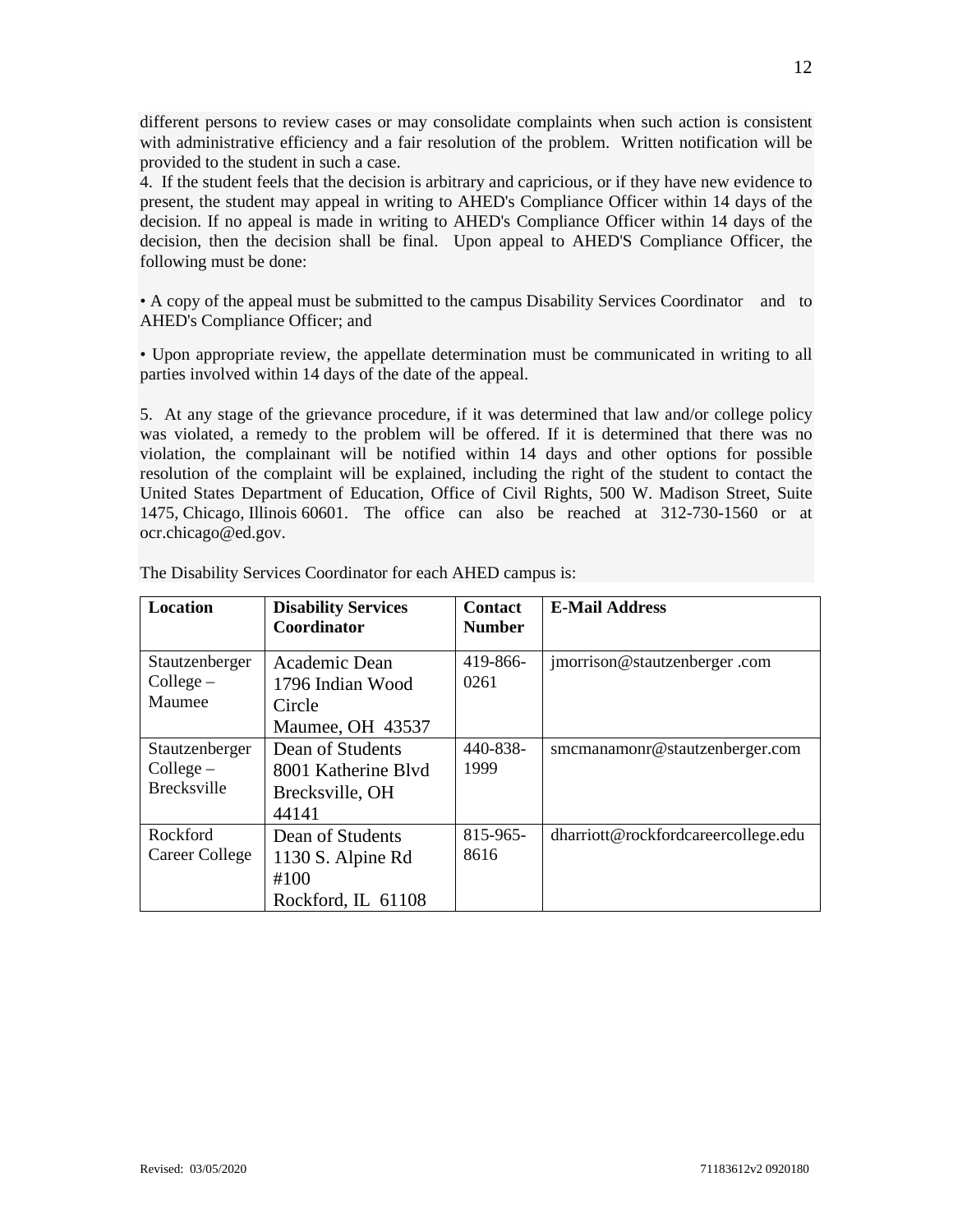different persons to review cases or may consolidate complaints when such action is consistent with administrative efficiency and a fair resolution of the problem. Written notification will be provided to the student in such a case.

4. If the student feels that the decision is arbitrary and capricious, or if they have new evidence to present, the student may appeal in writing to AHED's Compliance Officer within 14 days of the decision. If no appeal is made in writing to AHED's Compliance Officer within 14 days of the decision, then the decision shall be final. Upon appeal to AHED'S Compliance Officer, the following must be done:

• A copy of the appeal must be submitted to the campus Disability Services Coordinator and to AHED's Compliance Officer; and

• Upon appropriate review, the appellate determination must be communicated in writing to all parties involved within 14 days of the date of the appeal.

5. At any stage of the grievance procedure, if it was determined that law and/or college policy was violated, a remedy to the problem will be offered. If it is determined that there was no violation, the complainant will be notified within 14 days and other options for possible resolution of the complaint will be explained, including the right of the student to contact the United States Department of Education, Office of Civil Rights, 500 W. Madison Street, Suite 1475, Chicago, Illinois 60601. The office can also be reached at 312-730-1560 or at ocr.chicago@ed.gov.

The Disability Services Coordinator for each AHED campus is:

| **Location** | **Disability Services Coordinator** | **Contact Number** | **E-Mail Address** |
|---|---|---|---|
| Stautzenberger College – Maumee | Academic Dean 1796 Indian Wood Circle Maumee, OH 43537 | 419-866-0261 | jmorrison@stautzenberger .com |
| Stautzenberger College – Brecksville | Dean of Students 8001 Katherine Blvd Brecksville, OH 44141 | 440-838-1999 | smcmanamonr@stautzenberger.com |
| Rockford Career College | Dean of Students 1130 S. Alpine Rd #100 Rockford, IL 61108 | 815-965-8616 | dharriott@rockfordcareercollege.edu |

Revised: 03/05/2020 71183612v2 0920180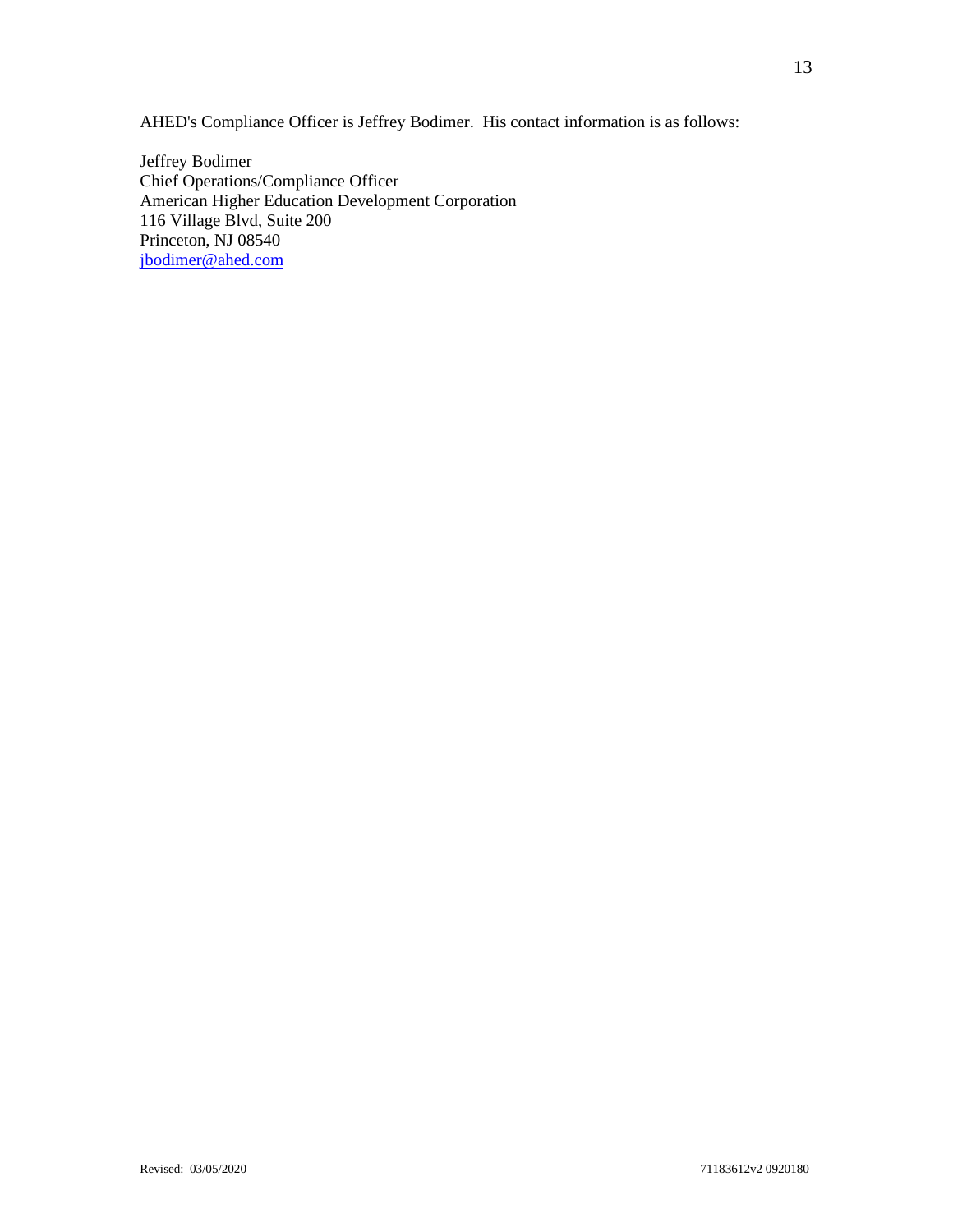AHED's Compliance Officer is Jeffrey Bodimer. His contact information is as follows:

Jeffrey Bodimer  
Chief Operations/Compliance Officer  
American Higher Education Development Corporation  
116 Village Blvd, Suite 200  
Princeton, NJ 08540  
jbodimer@ahed.com

Revised: 03/05/2020 71183612v2 0920180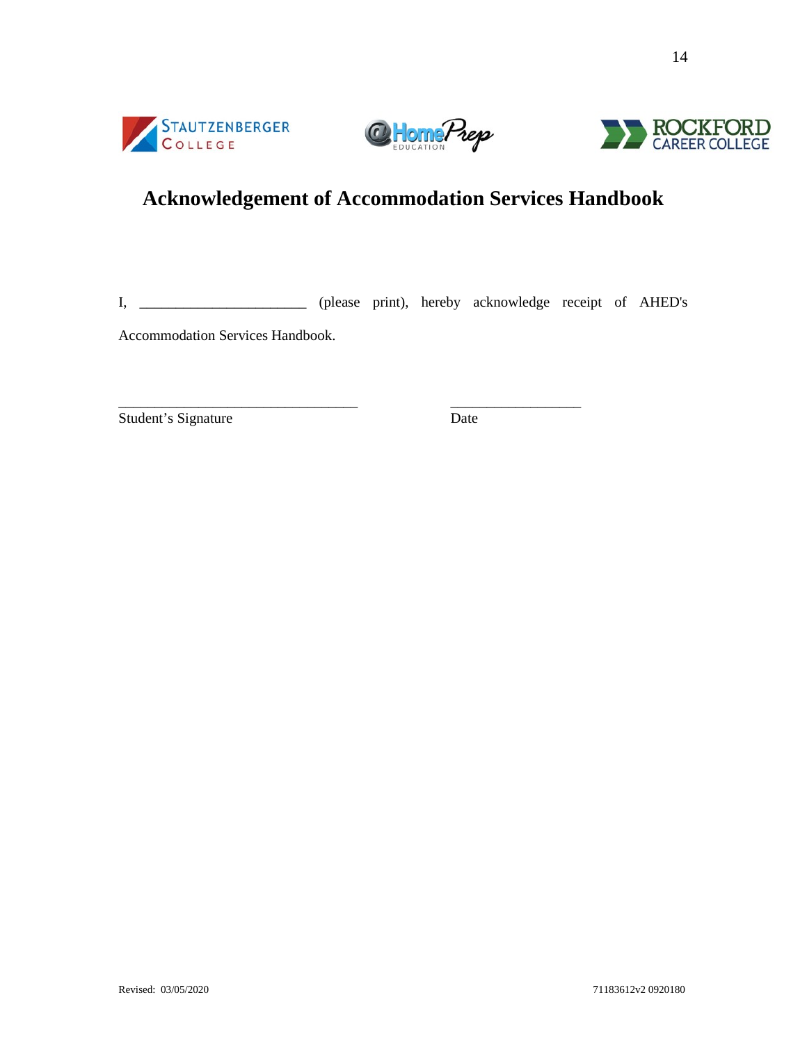# Acknowledgement of Accommodation Services Handbook

I, ______________________ (please print), hereby acknowledge receipt of AHED's Accommodation Services Handbook.

________________________________ &nbsp;&nbsp;&nbsp;&nbsp;&nbsp;&nbsp;&nbsp;&nbsp; _________________

Student's Signature &nbsp;&nbsp;&nbsp;&nbsp;&nbsp;&nbsp;&nbsp;&nbsp;&nbsp;&nbsp;&nbsp;&nbsp;&nbsp;&nbsp;&nbsp;&nbsp;&nbsp;&nbsp;&nbsp;&nbsp;&nbsp;&nbsp;&nbsp;&nbsp;&nbsp;&nbsp;&nbsp;&nbsp; Date

Revised: 03/05/2020

71183612v2 0920180